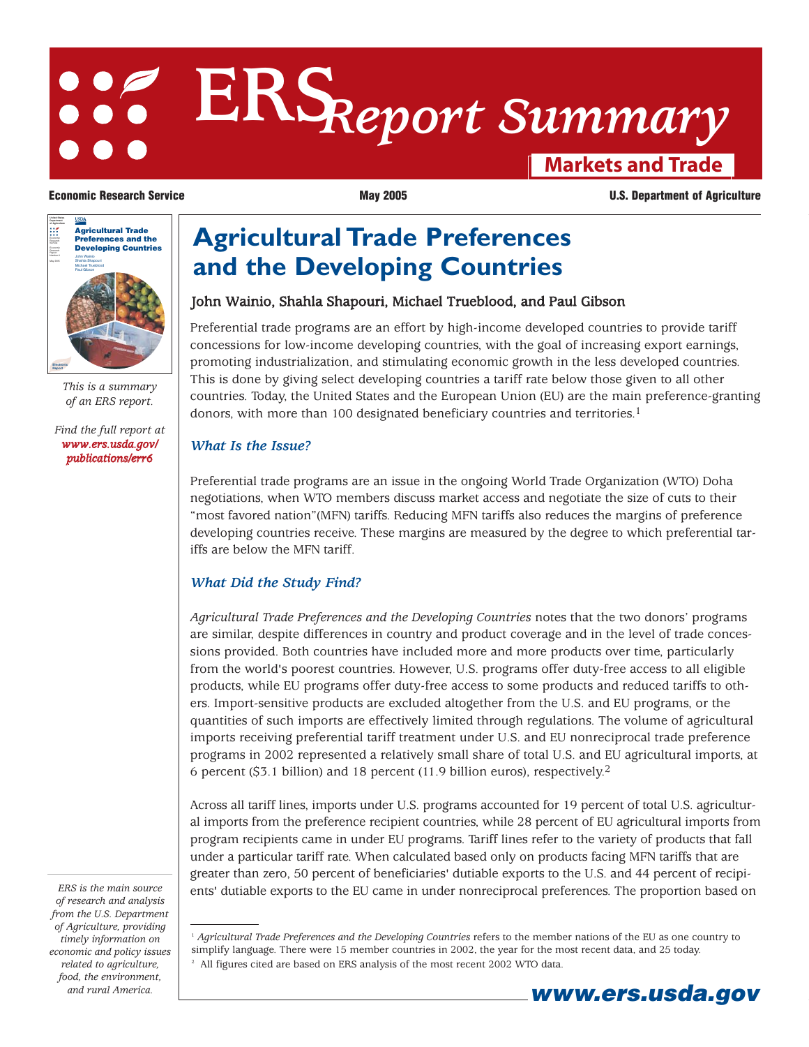# ERS Report Summary

**Markets and Trade**

**Economic Research Service** **May 2005** **U.S. Department of Agriculture**

*This is a summary of an ERS report.*

*Find the full report at* ***www.ers.usda.gov/publications/err6***

# Agricultural Trade Preferences and the Developing Countries

## John Wainio, Shahla Shapouri, Michael Trueblood, and Paul Gibson

Preferential trade programs are an effort by high-income developed countries to provide tariff concessions for low-income developing countries, with the goal of increasing export earnings, promoting industrialization, and stimulating economic growth in the less developed countries. This is done by giving select developing countries a tariff rate below those given to all other countries. Today, the United States and the European Union (EU) are the main preference-granting donors, with more than 100 designated beneficiary countries and territories.[1]

### *What Is the Issue?*

Preferential trade programs are an issue in the ongoing World Trade Organization (WTO) Doha negotiations, when WTO members discuss market access and negotiate the size of cuts to their "most favored nation"(MFN) tariffs. Reducing MFN tariffs also reduces the margins of preference developing countries receive. These margins are measured by the degree to which preferential tariffs are below the MFN tariff.

### *What Did the Study Find?*

*Agricultural Trade Preferences and the Developing Countries* notes that the two donors' programs are similar, despite differences in country and product coverage and in the level of trade concessions provided. Both countries have included more and more products over time, particularly from the world's poorest countries. However, U.S. programs offer duty-free access to all eligible products, while EU programs offer duty-free access to some products and reduced tariffs to others. Import-sensitive products are excluded altogether from the U.S. and EU programs, or the quantities of such imports are effectively limited through regulations. The volume of agricultural imports receiving preferential tariff treatment under U.S. and EU nonreciprocal trade preference programs in 2002 represented a relatively small share of total U.S. and EU agricultural imports, at 6 percent ($3.1 billion) and 18 percent (11.9 billion euros), respectively.[2]

Across all tariff lines, imports under U.S. programs accounted for 19 percent of total U.S. agricultural imports from the preference recipient countries, while 28 percent of EU agricultural imports from program recipients came in under EU programs. Tariff lines refer to the variety of products that fall under a particular tariff rate. When calculated based only on products facing MFN tariffs that are greater than zero, 50 percent of beneficiaries' dutiable exports to the U.S. and 44 percent of recipients' dutiable exports to the EU came in under nonreciprocal preferences. The proportion based on

---

[1] *Agricultural Trade Preferences and the Developing Countries* refers to the member nations of the EU as one country to simplify language. There were 15 member countries in 2002, the year for the most recent data, and 25 today.

[2] All figures cited are based on ERS analysis of the most recent 2002 WTO data.

*ERS is the main source of research and analysis from the U.S. Department of Agriculture, providing timely information on economic and policy issues related to agriculture, food, the environment, and rural America.*

**www.ers.usda.gov**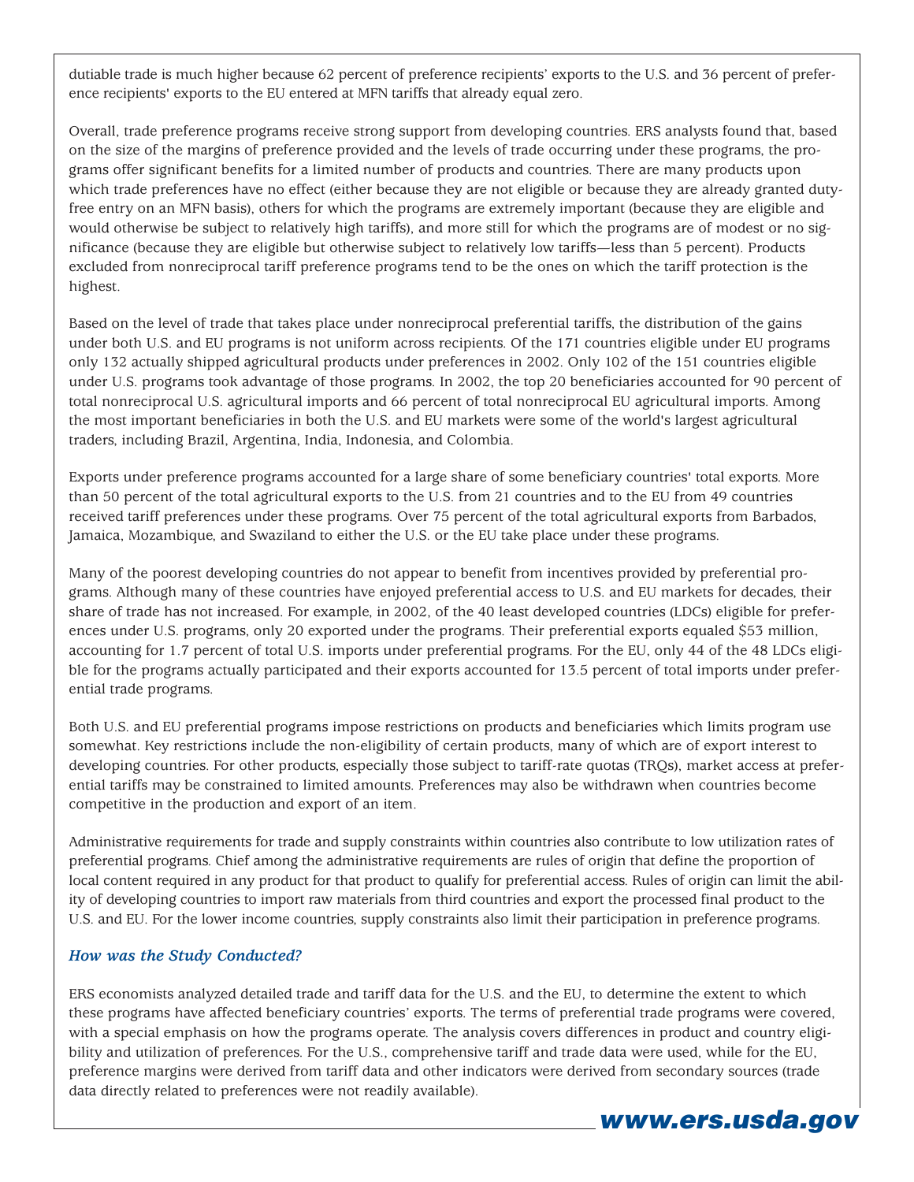dutiable trade is much higher because 62 percent of preference recipients' exports to the U.S. and 36 percent of preference recipients' exports to the EU entered at MFN tariffs that already equal zero.

Overall, trade preference programs receive strong support from developing countries. ERS analysts found that, based on the size of the margins of preference provided and the levels of trade occurring under these programs, the programs offer significant benefits for a limited number of products and countries. There are many products upon which trade preferences have no effect (either because they are not eligible or because they are already granted duty-free entry on an MFN basis), others for which the programs are extremely important (because they are eligible and would otherwise be subject to relatively high tariffs), and more still for which the programs are of modest or no significance (because they are eligible but otherwise subject to relatively low tariffs—less than 5 percent). Products excluded from nonreciprocal tariff preference programs tend to be the ones on which the tariff protection is the highest.

Based on the level of trade that takes place under nonreciprocal preferential tariffs, the distribution of the gains under both U.S. and EU programs is not uniform across recipients. Of the 171 countries eligible under EU programs only 132 actually shipped agricultural products under preferences in 2002. Only 102 of the 151 countries eligible under U.S. programs took advantage of those programs. In 2002, the top 20 beneficiaries accounted for 90 percent of total nonreciprocal U.S. agricultural imports and 66 percent of total nonreciprocal EU agricultural imports. Among the most important beneficiaries in both the U.S. and EU markets were some of the world's largest agricultural traders, including Brazil, Argentina, India, Indonesia, and Colombia.

Exports under preference programs accounted for a large share of some beneficiary countries' total exports. More than 50 percent of the total agricultural exports to the U.S. from 21 countries and to the EU from 49 countries received tariff preferences under these programs. Over 75 percent of the total agricultural exports from Barbados, Jamaica, Mozambique, and Swaziland to either the U.S. or the EU take place under these programs.

Many of the poorest developing countries do not appear to benefit from incentives provided by preferential programs. Although many of these countries have enjoyed preferential access to U.S. and EU markets for decades, their share of trade has not increased. For example, in 2002, of the 40 least developed countries (LDCs) eligible for preferences under U.S. programs, only 20 exported under the programs. Their preferential exports equaled $53 million, accounting for 1.7 percent of total U.S. imports under preferential programs. For the EU, only 44 of the 48 LDCs eligible for the programs actually participated and their exports accounted for 13.5 percent of total imports under preferential trade programs.

Both U.S. and EU preferential programs impose restrictions on products and beneficiaries which limits program use somewhat. Key restrictions include the non-eligibility of certain products, many of which are of export interest to developing countries. For other products, especially those subject to tariff-rate quotas (TRQs), market access at preferential tariffs may be constrained to limited amounts. Preferences may also be withdrawn when countries become competitive in the production and export of an item.

Administrative requirements for trade and supply constraints within countries also contribute to low utilization rates of preferential programs. Chief among the administrative requirements are rules of origin that define the proportion of local content required in any product for that product to qualify for preferential access. Rules of origin can limit the ability of developing countries to import raw materials from third countries and export the processed final product to the U.S. and EU. For the lower income countries, supply constraints also limit their participation in preference programs.

### *How was the Study Conducted?*

ERS economists analyzed detailed trade and tariff data for the U.S. and the EU, to determine the extent to which these programs have affected beneficiary countries' exports. The terms of preferential trade programs were covered, with a special emphasis on how the programs operate. The analysis covers differences in product and country eligibility and utilization of preferences. For the U.S., comprehensive tariff and trade data were used, while for the EU, preference margins were derived from tariff data and other indicators were derived from secondary sources (trade data directly related to preferences were not readily available).